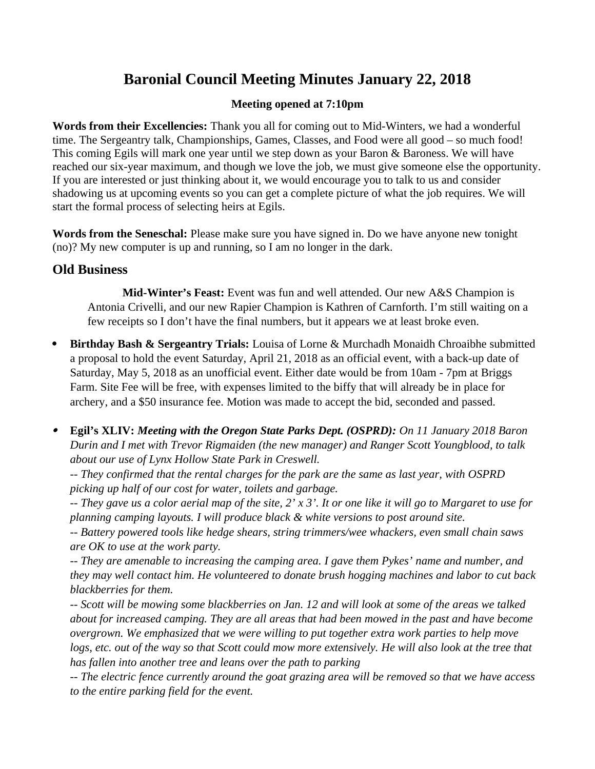# Baronial Council Meeting Minutes January 22, 2018

**Meeting opened at 7:10pm**

**Words from their Excellencies:** Thank you all for coming out to Mid-Winters, we had a wonderful time. The Sergeantry talk, Championships, Games, Classes, and Food were all good – so much food! This coming Egils will mark one year until we step down as your Baron & Baroness. We will have reached our six-year maximum, and though we love the job, we must give someone else the opportunity. If you are interested or just thinking about it, we would encourage you to talk to us and consider shadowing us at upcoming events so you can get a complete picture of what the job requires. We will start the formal process of selecting heirs at Egils.

**Words from the Seneschal:** Please make sure you have signed in. Do we have anyone new tonight (no)? My new computer is up and running, so I am no longer in the dark.

## Old Business

**Mid-Winter's Feast:** Event was fun and well attended. Our new A&S Champion is Antonia Crivelli, and our new Rapier Champion is Kathren of Carnforth. I'm still waiting on a few receipts so I don't have the final numbers, but it appears we at least broke even.

- **Birthday Bash & Sergeantry Trials:** Louisa of Lorne & Murchadh Monaidh Chroaibhe submitted a proposal to hold the event Saturday, April 21, 2018 as an official event, with a back-up date of Saturday, May 5, 2018 as an unofficial event. Either date would be from 10am - 7pm at Briggs Farm. Site Fee will be free, with expenses limited to the biffy that will already be in place for archery, and a $50 insurance fee. Motion was made to accept the bid, seconded and passed.

- **Egil's XLIV:** ***Meeting with the Oregon State Parks Dept. (OSPRD):*** *On 11 January 2018 Baron Durin and I met with Trevor Rigmaiden (the new manager) and Ranger Scott Youngblood, to talk about our use of Lynx Hollow State Park in Creswell.*
  *-- They confirmed that the rental charges for the park are the same as last year, with OSPRD picking up half of our cost for water, toilets and garbage.*
  *-- They gave us a color aerial map of the site, 2' x 3'. It or one like it will go to Margaret to use for planning camping layouts. I will produce black & white versions to post around site.*
  *-- Battery powered tools like hedge shears, string trimmers/wee whackers, even small chain saws are OK to use at the work party.*
  *-- They are amenable to increasing the camping area. I gave them Pykes' name and number, and they may well contact him. He volunteered to donate brush hogging machines and labor to cut back blackberries for them.*
  *-- Scott will be mowing some blackberries on Jan. 12 and will look at some of the areas we talked about for increased camping. They are all areas that had been mowed in the past and have become overgrown. We emphasized that we were willing to put together extra work parties to help move logs, etc. out of the way so that Scott could mow more extensively. He will also look at the tree that has fallen into another tree and leans over the path to parking*
  *-- The electric fence currently around the goat grazing area will be removed so that we have access to the entire parking field for the event.*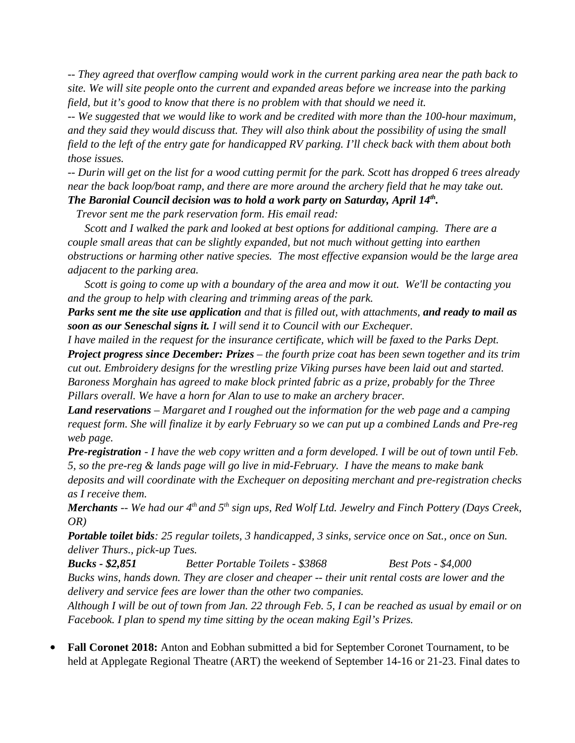*-- They agreed that overflow camping would work in the current parking area near the path back to site. We will site people onto the current and expanded areas before we increase into the parking field, but it's good to know that there is no problem with that should we need it.*

*-- We suggested that we would like to work and be credited with more than the 100-hour maximum, and they said they would discuss that. They will also think about the possibility of using the small field to the left of the entry gate for handicapped RV parking. I'll check back with them about both those issues.*

*-- Durin will get on the list for a wood cutting permit for the park. Scott has dropped 6 trees already near the back loop/boat ramp, and there are more around the archery field that he may take out.*

***The Baronial Council decision was to hold a work party on Saturday, April 14th.***

*Trevor sent me the park reservation form. His email read:*

*Scott and I walked the park and looked at best options for additional camping. There are a couple small areas that can be slightly expanded, but not much without getting into earthen obstructions or harming other native species. The most effective expansion would be the large area adjacent to the parking area.*

*Scott is going to come up with a boundary of the area and mow it out. We'll be contacting you and the group to help with clearing and trimming areas of the park.*

***Parks sent me the site use application** and that is filled out, with attachments, **and ready to mail as soon as our Seneschal signs it.** I will send it to Council with our Exchequer.*

*I have mailed in the request for the insurance certificate, which will be faxed to the Parks Dept.*

***Project progress since December: Prizes** – the fourth prize coat has been sewn together and its trim cut out. Embroidery designs for the wrestling prize Viking purses have been laid out and started. Baroness Morghain has agreed to make block printed fabric as a prize, probably for the Three Pillars overall. We have a horn for Alan to use to make an archery bracer.*

***Land reservations** – Margaret and I roughed out the information for the web page and a camping request form. She will finalize it by early February so we can put up a combined Lands and Pre-reg web page.*

***Pre-registration** - I have the web copy written and a form developed. I will be out of town until Feb. 5, so the pre-reg & lands page will go live in mid-February. I have the means to make bank deposits and will coordinate with the Exchequer on depositing merchant and pre-registration checks as I receive them.*

***Merchants** -- We had our 4th and 5th sign ups, Red Wolf Ltd. Jewelry and Finch Pottery (Days Creek, OR)*

***Portable toilet bids**: 25 regular toilets, 3 handicapped, 3 sinks, service once on Sat., once on Sun. deliver Thurs., pick-up Tues.*

***Bucks - $2,851*** *Better Portable Toilets - $3868* *Best Pots - $4,000*

*Bucks wins, hands down. They are closer and cheaper -- their unit rental costs are lower and the delivery and service fees are lower than the other two companies.*

*Although I will be out of town from Jan. 22 through Feb. 5, I can be reached as usual by email or on Facebook. I plan to spend my time sitting by the ocean making Egil's Prizes.*

- **Fall Coronet 2018:** Anton and Eobhan submitted a bid for September Coronet Tournament, to be held at Applegate Regional Theatre (ART) the weekend of September 14-16 or 21-23. Final dates to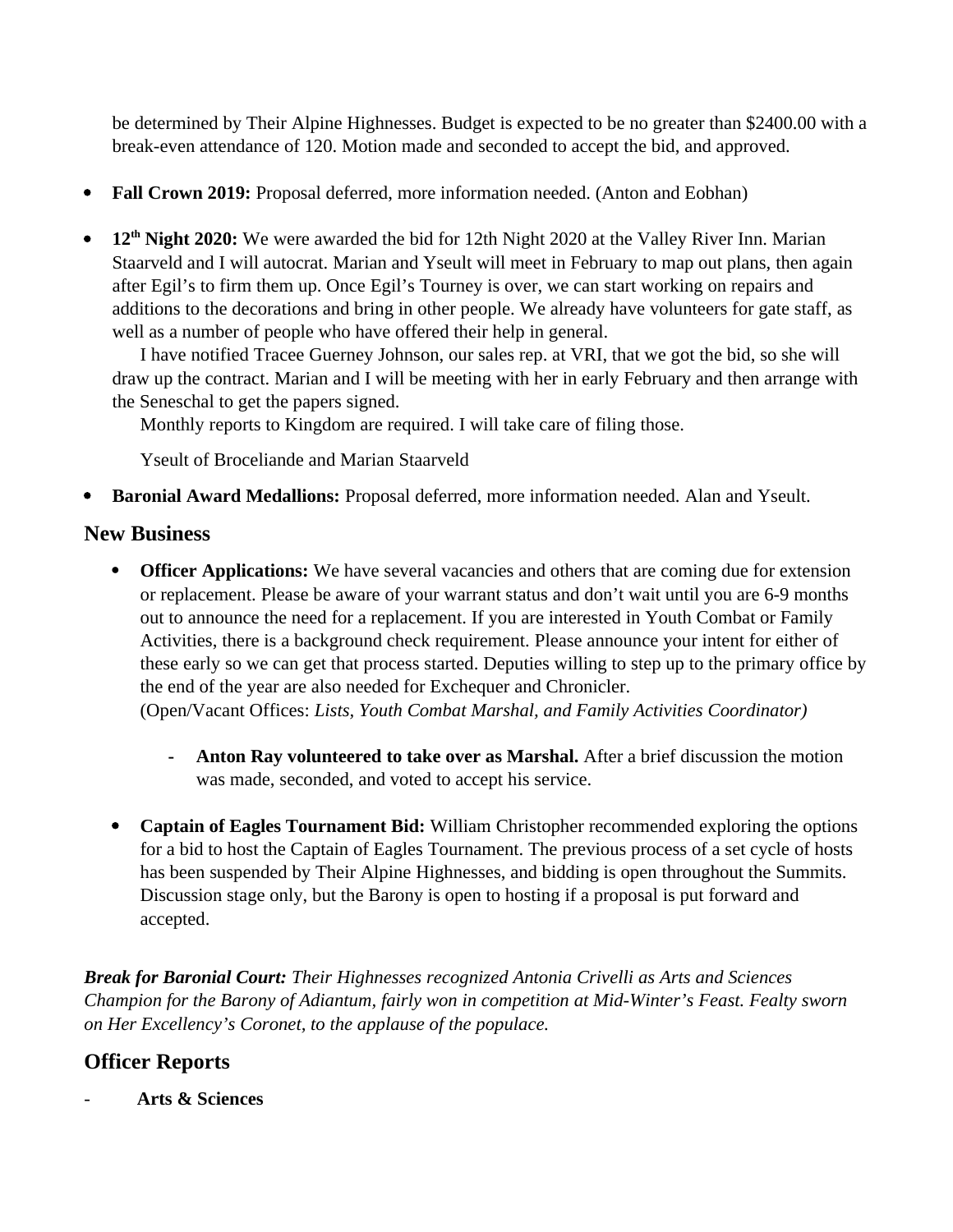be determined by Their Alpine Highnesses. Budget is expected to be no greater than $2400.00 with a break-even attendance of 120. Motion made and seconded to accept the bid, and approved.

- **Fall Crown 2019:** Proposal deferred, more information needed. (Anton and Eobhan)

- **12th Night 2020:** We were awarded the bid for 12th Night 2020 at the Valley River Inn. Marian Staarveld and I will autocrat. Marian and Yseult will meet in February to map out plans, then again after Egil's to firm them up. Once Egil's Tourney is over, we can start working on repairs and additions to the decorations and bring in other people. We already have volunteers for gate staff, as well as a number of people who have offered their help in general.

  I have notified Tracee Guerney Johnson, our sales rep. at VRI, that we got the bid, so she will draw up the contract. Marian and I will be meeting with her in early February and then arrange with the Seneschal to get the papers signed.

  Monthly reports to Kingdom are required. I will take care of filing those.

  Yseult of Broceliande and Marian Staarveld

- **Baronial Award Medallions:** Proposal deferred, more information needed. Alan and Yseult.

## New Business

- **Officer Applications:** We have several vacancies and others that are coming due for extension or replacement. Please be aware of your warrant status and don't wait until you are 6-9 months out to announce the need for a replacement. If you are interested in Youth Combat or Family Activities, there is a background check requirement. Please announce your intent for either of these early so we can get that process started. Deputies willing to step up to the primary office by the end of the year are also needed for Exchequer and Chronicler.
  (Open/Vacant Offices: *Lists, Youth Combat Marshal, and Family Activities Coordinator)*

  - **Anton Ray volunteered to take over as Marshal.** After a brief discussion the motion was made, seconded, and voted to accept his service.

- **Captain of Eagles Tournament Bid:** William Christopher recommended exploring the options for a bid to host the Captain of Eagles Tournament. The previous process of a set cycle of hosts has been suspended by Their Alpine Highnesses, and bidding is open throughout the Summits. Discussion stage only, but the Barony is open to hosting if a proposal is put forward and accepted.

***Break for Baronial Court:*** *Their Highnesses recognized Antonia Crivelli as Arts and Sciences Champion for the Barony of Adiantum, fairly won in competition at Mid-Winter's Feast. Fealty sworn on Her Excellency's Coronet, to the applause of the populace.*

## Officer Reports

- **Arts & Sciences**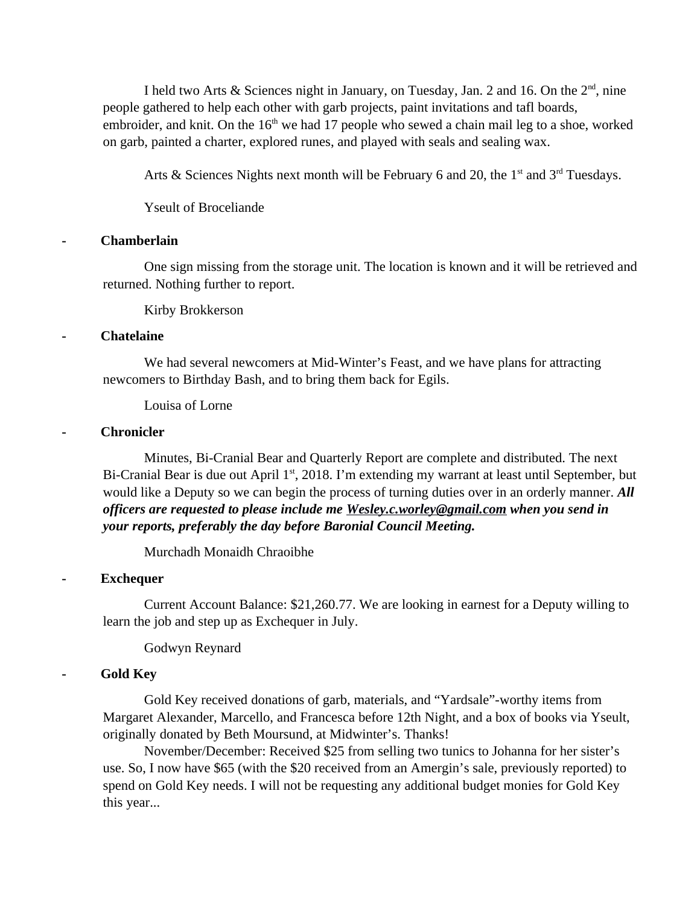I held two Arts & Sciences night in January, on Tuesday, Jan. 2 and 16. On the 2nd, nine people gathered to help each other with garb projects, paint invitations and tafl boards, embroider, and knit. On the 16th we had 17 people who sewed a chain mail leg to a shoe, worked on garb, painted a charter, explored runes, and played with seals and sealing wax.

Arts & Sciences Nights next month will be February 6 and 20, the 1st and 3rd Tuesdays.

Yseult of Broceliande

- **Chamberlain**

One sign missing from the storage unit. The location is known and it will be retrieved and returned. Nothing further to report.

Kirby Brokkerson

- **Chatelaine**

We had several newcomers at Mid-Winter's Feast, and we have plans for attracting newcomers to Birthday Bash, and to bring them back for Egils.

Louisa of Lorne

- **Chronicler**

Minutes, Bi-Cranial Bear and Quarterly Report are complete and distributed. The next Bi-Cranial Bear is due out April 1st, 2018. I'm extending my warrant at least until September, but would like a Deputy so we can begin the process of turning duties over in an orderly manner. ***All officers are requested to please include me [Wesley.c.worley@gmail.com](mailto:Wesley.c.worley@gmail.com) when you send in your reports, preferably the day before Baronial Council Meeting.***

Murchadh Monaidh Chraoibhe

- **Exchequer**

Current Account Balance: $21,260.77. We are looking in earnest for a Deputy willing to learn the job and step up as Exchequer in July.

Godwyn Reynard

- **Gold Key**

Gold Key received donations of garb, materials, and "Yardsale"-worthy items from Margaret Alexander, Marcello, and Francesca before 12th Night, and a box of books via Yseult, originally donated by Beth Moursund, at Midwinter's. Thanks!

November/December: Received $25 from selling two tunics to Johanna for her sister's use. So, I now have $65 (with the $20 received from an Amergin's sale, previously reported) to spend on Gold Key needs. I will not be requesting any additional budget monies for Gold Key this year...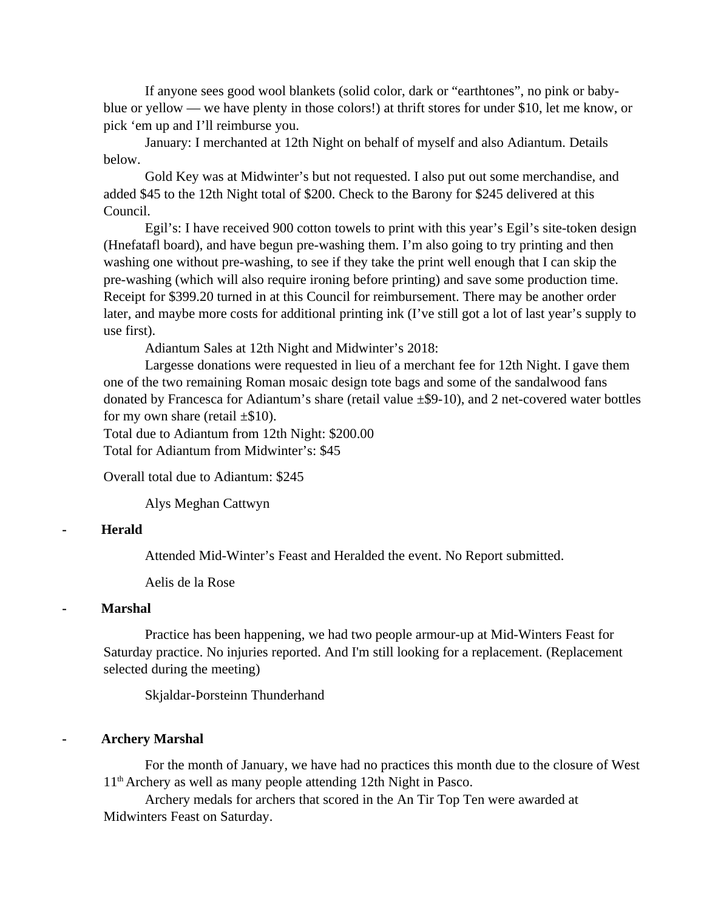If anyone sees good wool blankets (solid color, dark or "earthtones", no pink or baby-blue or yellow — we have plenty in those colors!) at thrift stores for under $10, let me know, or pick 'em up and I'll reimburse you.

January: I merchanted at 12th Night on behalf of myself and also Adiantum. Details below.

Gold Key was at Midwinter's but not requested. I also put out some merchandise, and added $45 to the 12th Night total of $200. Check to the Barony for $245 delivered at this Council.

Egil's: I have received 900 cotton towels to print with this year's Egil's site-token design (Hnefatafl board), and have begun pre-washing them. I'm also going to try printing and then washing one without pre-washing, to see if they take the print well enough that I can skip the pre-washing (which will also require ironing before printing) and save some production time. Receipt for $399.20 turned in at this Council for reimbursement. There may be another order later, and maybe more costs for additional printing ink (I've still got a lot of last year's supply to use first).

Adiantum Sales at 12th Night and Midwinter's 2018:

Largesse donations were requested in lieu of a merchant fee for 12th Night. I gave them one of the two remaining Roman mosaic design tote bags and some of the sandalwood fans donated by Francesca for Adiantum's share (retail value ±$9-10), and 2 net-covered water bottles for my own share (retail ±$10).

Total due to Adiantum from 12th Night: $200.00
Total for Adiantum from Midwinter's: $45

Overall total due to Adiantum: $245

Alys Meghan Cattwyn

- **Herald**

Attended Mid-Winter's Feast and Heralded the event. No Report submitted.

Aelis de la Rose

- **Marshal**

Practice has been happening, we had two people armour-up at Mid-Winters Feast for Saturday practice. No injuries reported. And I'm still looking for a replacement. (Replacement selected during the meeting)

Skjaldar-Þorsteinn Thunderhand

- **Archery Marshal**

For the month of January, we have had no practices this month due to the closure of West 11th Archery as well as many people attending 12th Night in Pasco.

Archery medals for archers that scored in the An Tir Top Ten were awarded at Midwinters Feast on Saturday.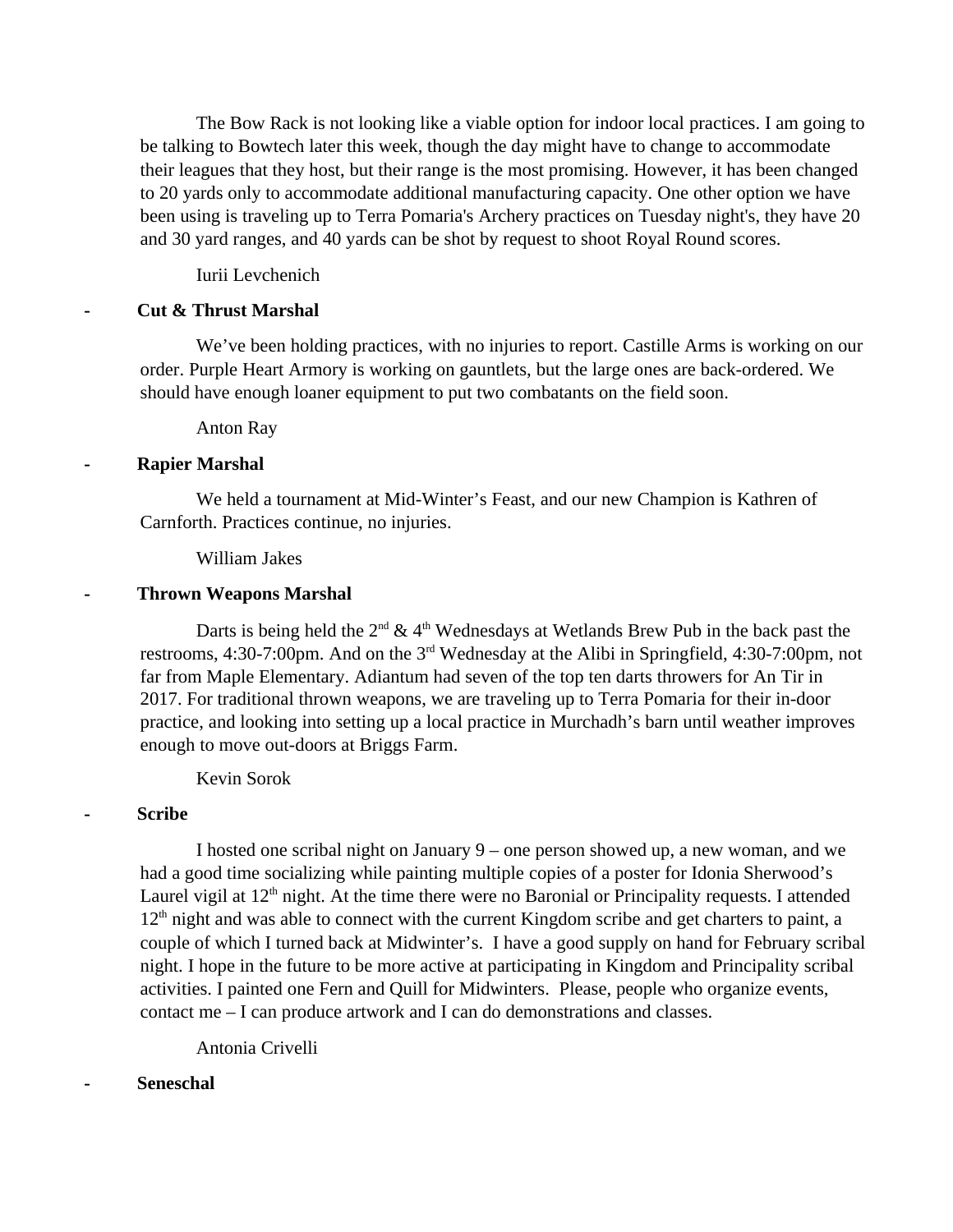The Bow Rack is not looking like a viable option for indoor local practices. I am going to be talking to Bowtech later this week, though the day might have to change to accommodate their leagues that they host, but their range is the most promising. However, it has been changed to 20 yards only to accommodate additional manufacturing capacity. One other option we have been using is traveling up to Terra Pomaria's Archery practices on Tuesday night's, they have 20 and 30 yard ranges, and 40 yards can be shot by request to shoot Royal Round scores.

Iurii Levchenich

- **Cut & Thrust Marshal**

We've been holding practices, with no injuries to report. Castille Arms is working on our order. Purple Heart Armory is working on gauntlets, but the large ones are back-ordered. We should have enough loaner equipment to put two combatants on the field soon.

Anton Ray

- **Rapier Marshal**

We held a tournament at Mid-Winter's Feast, and our new Champion is Kathren of Carnforth. Practices continue, no injuries.

William Jakes

- **Thrown Weapons Marshal**

Darts is being held the 2nd & 4th Wednesdays at Wetlands Brew Pub in the back past the restrooms, 4:30-7:00pm. And on the 3rd Wednesday at the Alibi in Springfield, 4:30-7:00pm, not far from Maple Elementary. Adiantum had seven of the top ten darts throwers for An Tir in 2017. For traditional thrown weapons, we are traveling up to Terra Pomaria for their in-door practice, and looking into setting up a local practice in Murchadh's barn until weather improves enough to move out-doors at Briggs Farm.

Kevin Sorok

- **Scribe**

I hosted one scribal night on January 9 – one person showed up, a new woman, and we had a good time socializing while painting multiple copies of a poster for Idonia Sherwood's Laurel vigil at 12th night. At the time there were no Baronial or Principality requests. I attended 12th night and was able to connect with the current Kingdom scribe and get charters to paint, a couple of which I turned back at Midwinter's. I have a good supply on hand for February scribal night. I hope in the future to be more active at participating in Kingdom and Principality scribal activities. I painted one Fern and Quill for Midwinters. Please, people who organize events, contact me – I can produce artwork and I can do demonstrations and classes.

Antonia Crivelli

- **Seneschal**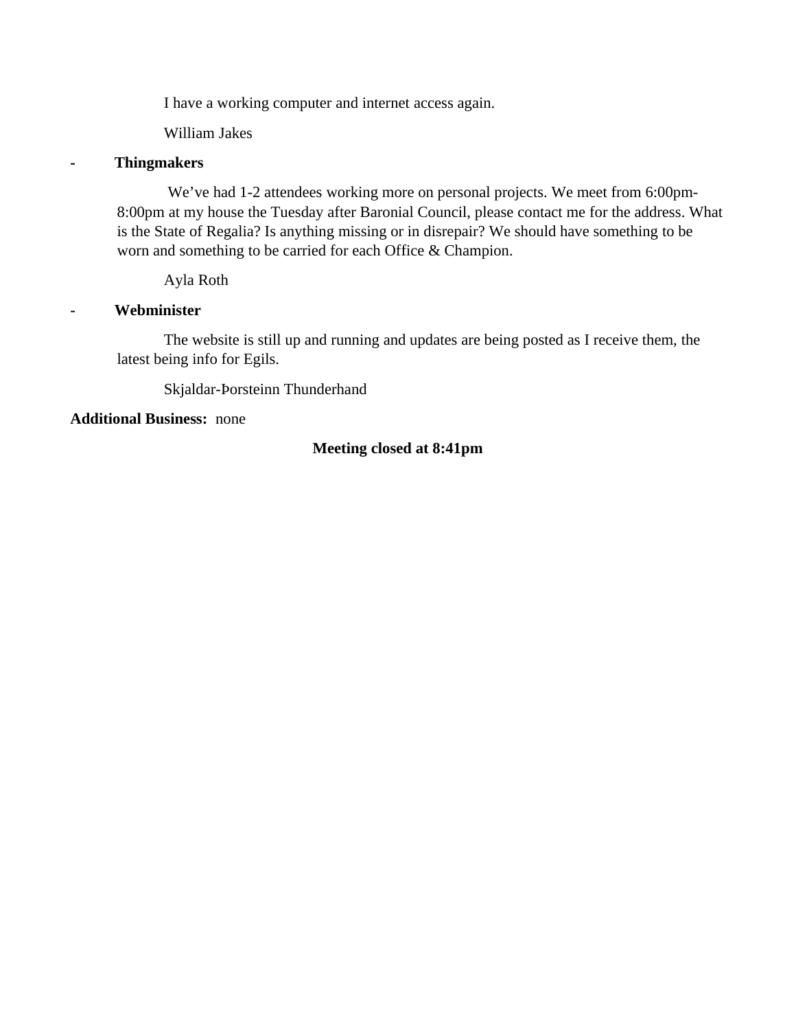I have a working computer and internet access again.

William Jakes

- **Thingmakers**

  We've had 1-2 attendees working more on personal projects. We meet from 6:00pm-8:00pm at my house the Tuesday after Baronial Council, please contact me for the address. What is the State of Regalia? Is anything missing or in disrepair? We should have something to be worn and something to be carried for each Office & Champion.

  Ayla Roth

- **Webminister**

  The website is still up and running and updates are being posted as I receive them, the latest being info for Egils.

  Skjaldar-Þorsteinn Thunderhand

**Additional Business:** none

**Meeting closed at 8:41pm**